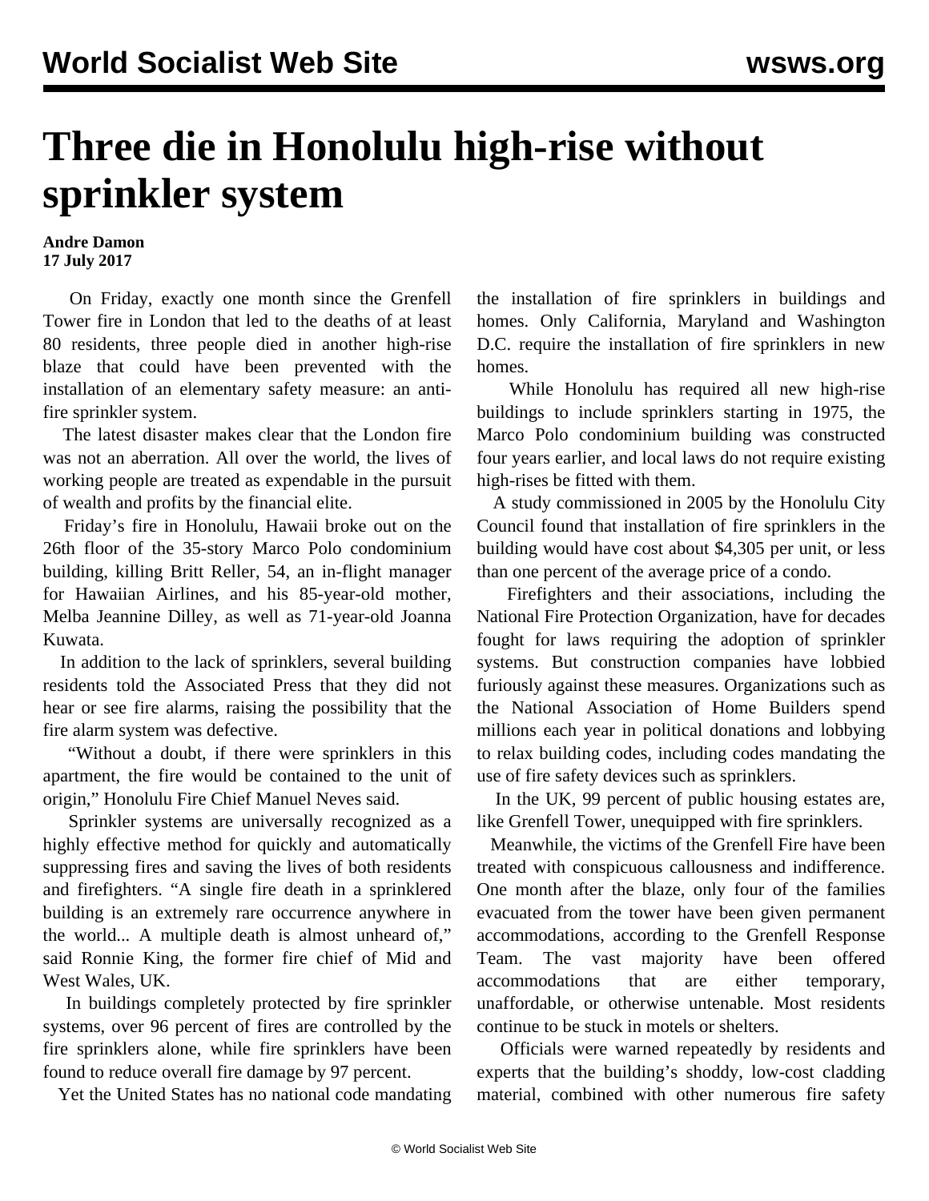# Three die in Honolulu high-rise without sprinkler system

**Andre Damon**
**17 July 2017**

On Friday, exactly one month since the Grenfell Tower fire in London that led to the deaths of at least 80 residents, three people died in another high-rise blaze that could have been prevented with the installation of an elementary safety measure: an anti-fire sprinkler system.

The latest disaster makes clear that the London fire was not an aberration. All over the world, the lives of working people are treated as expendable in the pursuit of wealth and profits by the financial elite.

Friday's fire in Honolulu, Hawaii broke out on the 26th floor of the 35-story Marco Polo condominium building, killing Britt Reller, 54, an in-flight manager for Hawaiian Airlines, and his 85-year-old mother, Melba Jeannine Dilley, as well as 71-year-old Joanna Kuwata.

In addition to the lack of sprinklers, several building residents told the Associated Press that they did not hear or see fire alarms, raising the possibility that the fire alarm system was defective.

"Without a doubt, if there were sprinklers in this apartment, the fire would be contained to the unit of origin," Honolulu Fire Chief Manuel Neves said.

Sprinkler systems are universally recognized as a highly effective method for quickly and automatically suppressing fires and saving the lives of both residents and firefighters. "A single fire death in a sprinklered building is an extremely rare occurrence anywhere in the world... A multiple death is almost unheard of," said Ronnie King, the former fire chief of Mid and West Wales, UK.

In buildings completely protected by fire sprinkler systems, over 96 percent of fires are controlled by the fire sprinklers alone, while fire sprinklers have been found to reduce overall fire damage by 97 percent.

Yet the United States has no national code mandating the installation of fire sprinklers in buildings and homes. Only California, Maryland and Washington D.C. require the installation of fire sprinklers in new homes.

While Honolulu has required all new high-rise buildings to include sprinklers starting in 1975, the Marco Polo condominium building was constructed four years earlier, and local laws do not require existing high-rises be fitted with them.

A study commissioned in 2005 by the Honolulu City Council found that installation of fire sprinklers in the building would have cost about $4,305 per unit, or less than one percent of the average price of a condo.

Firefighters and their associations, including the National Fire Protection Organization, have for decades fought for laws requiring the adoption of sprinkler systems. But construction companies have lobbied furiously against these measures. Organizations such as the National Association of Home Builders spend millions each year in political donations and lobbying to relax building codes, including codes mandating the use of fire safety devices such as sprinklers.

In the UK, 99 percent of public housing estates are, like Grenfell Tower, unequipped with fire sprinklers.

Meanwhile, the victims of the Grenfell Fire have been treated with conspicuous callousness and indifference. One month after the blaze, only four of the families evacuated from the tower have been given permanent accommodations, according to the Grenfell Response Team. The vast majority have been offered accommodations that are either temporary, unaffordable, or otherwise untenable. Most residents continue to be stuck in motels or shelters.

Officials were warned repeatedly by residents and experts that the building's shoddy, low-cost cladding material, combined with other numerous fire safety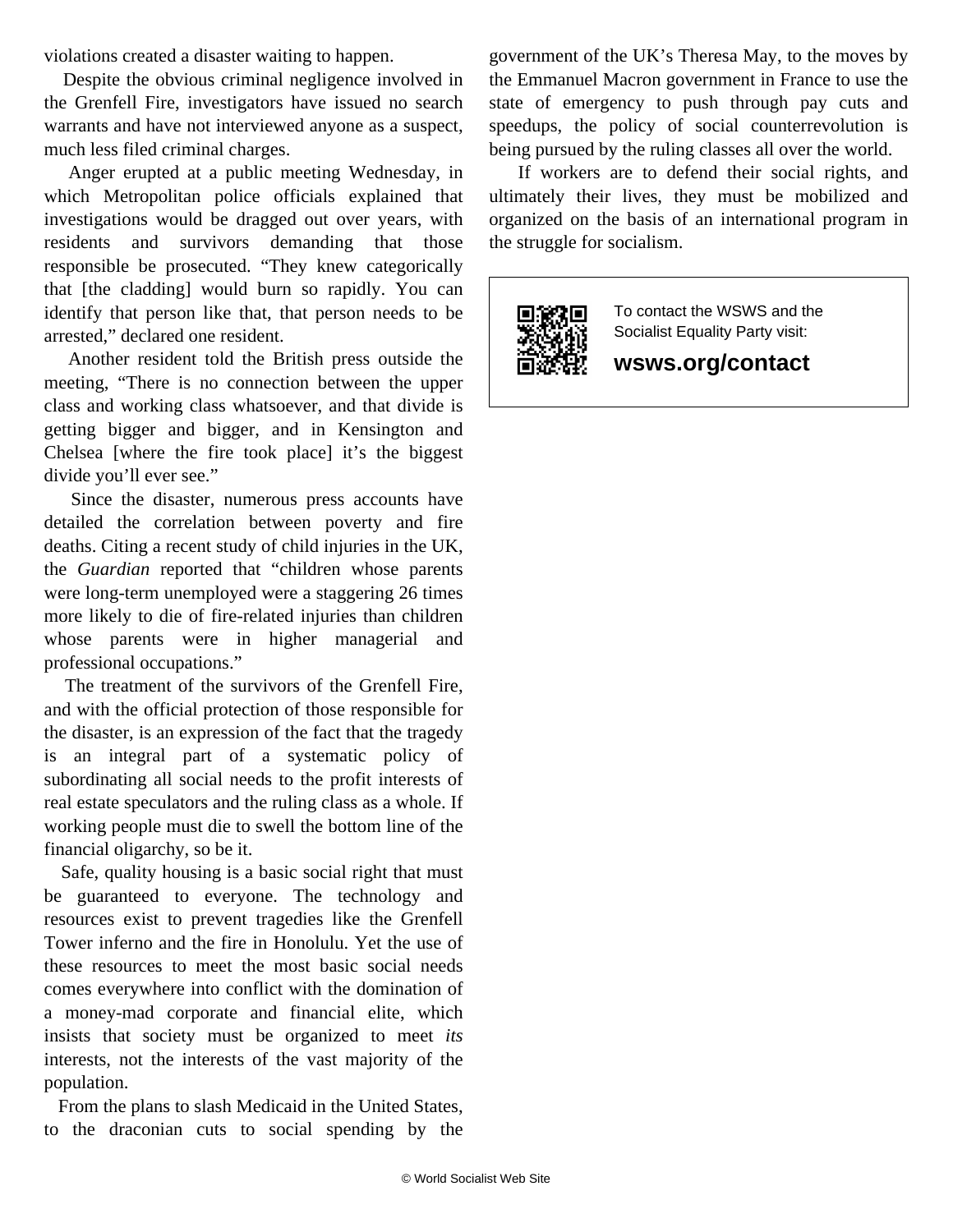violations created a disaster waiting to happen.

Despite the obvious criminal negligence involved in the Grenfell Fire, investigators have issued no search warrants and have not interviewed anyone as a suspect, much less filed criminal charges.

Anger erupted at a public meeting Wednesday, in which Metropolitan police officials explained that investigations would be dragged out over years, with residents and survivors demanding that those responsible be prosecuted. "They knew categorically that [the cladding] would burn so rapidly. You can identify that person like that, that person needs to be arrested," declared one resident.

Another resident told the British press outside the meeting, "There is no connection between the upper class and working class whatsoever, and that divide is getting bigger and bigger, and in Kensington and Chelsea [where the fire took place] it's the biggest divide you'll ever see."

Since the disaster, numerous press accounts have detailed the correlation between poverty and fire deaths. Citing a recent study of child injuries in the UK, the *Guardian* reported that "children whose parents were long-term unemployed were a staggering 26 times more likely to die of fire-related injuries than children whose parents were in higher managerial and professional occupations."

The treatment of the survivors of the Grenfell Fire, and with the official protection of those responsible for the disaster, is an expression of the fact that the tragedy is an integral part of a systematic policy of subordinating all social needs to the profit interests of real estate speculators and the ruling class as a whole. If working people must die to swell the bottom line of the financial oligarchy, so be it.

Safe, quality housing is a basic social right that must be guaranteed to everyone. The technology and resources exist to prevent tragedies like the Grenfell Tower inferno and the fire in Honolulu. Yet the use of these resources to meet the most basic social needs comes everywhere into conflict with the domination of a money-mad corporate and financial elite, which insists that society must be organized to meet *its* interests, not the interests of the vast majority of the population.

From the plans to slash Medicaid in the United States, to the draconian cuts to social spending by the government of the UK's Theresa May, to the moves by the Emmanuel Macron government in France to use the state of emergency to push through pay cuts and speedups, the policy of social counterrevolution is being pursued by the ruling classes all over the world.

If workers are to defend their social rights, and ultimately their lives, they must be mobilized and organized on the basis of an international program in the struggle for socialism.

To contact the WSWS and the Socialist Equality Party visit:

**wsws.org/contact**